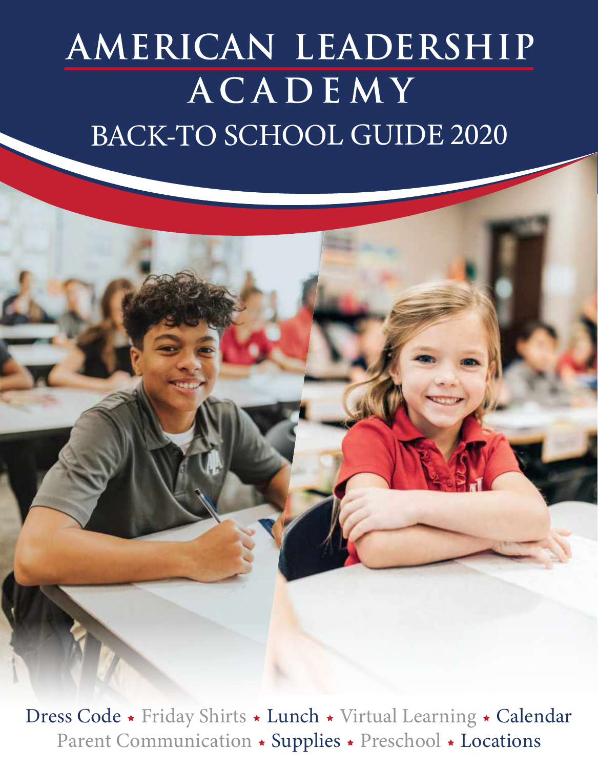# AMERICAN LEADERSHIP ACADEMY

## BACK-TO SCHOOL GUIDE 2020

Dress Code ★ Friday Shirts ★ Lunch ★ Virtual Learning ★ Calendar
Parent Communication ★ Supplies ★ Preschool ★ Locations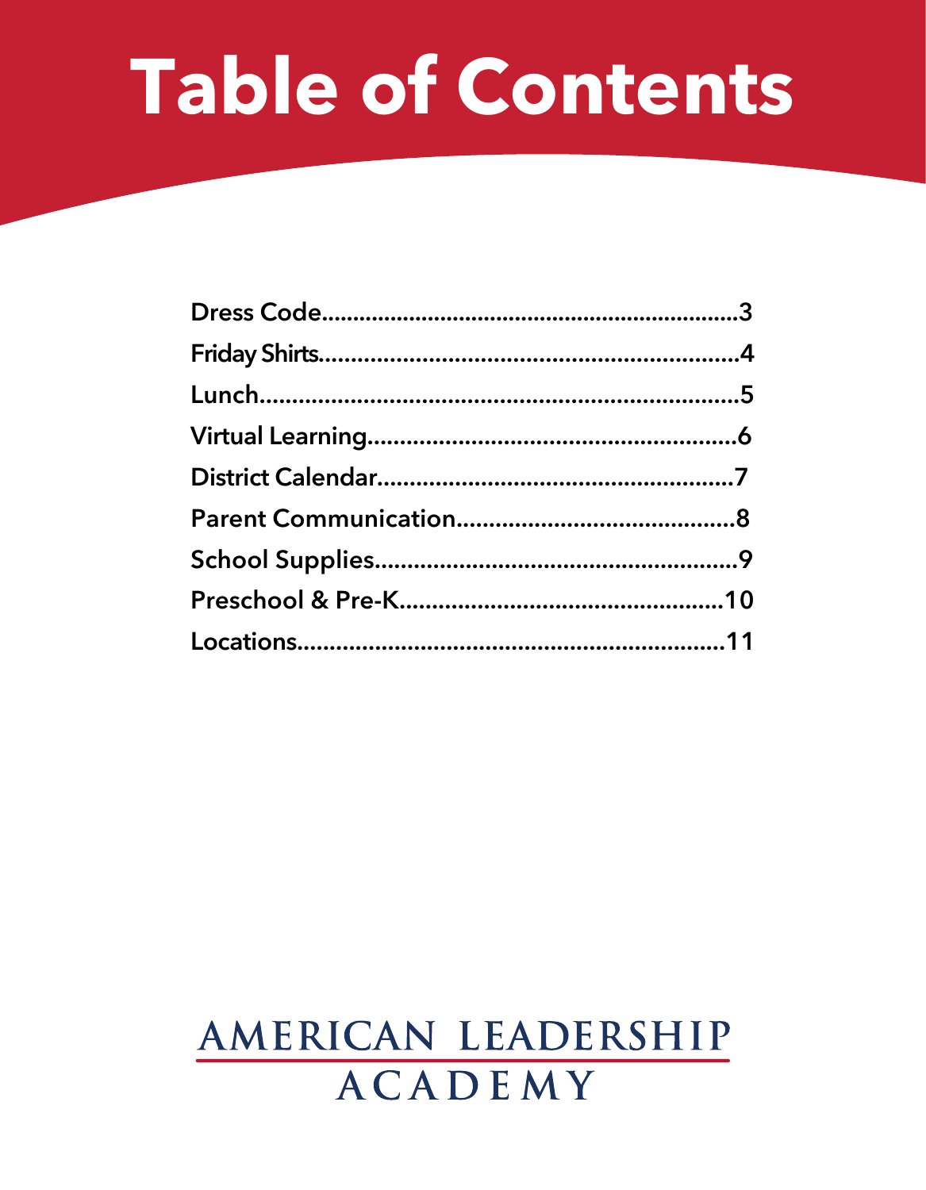# Table of Contents

| | |
|---|---|
| Dress Code | 3 |
| Friday Shirts | 4 |
| Lunch | 5 |
| Virtual Learning | 6 |
| District Calendar | 7 |
| Parent Communication | 8 |
| School Supplies | 9 |
| Preschool & Pre-K | 10 |
| Locations | 11 |

AMERICAN LEADERSHIP ACADEMY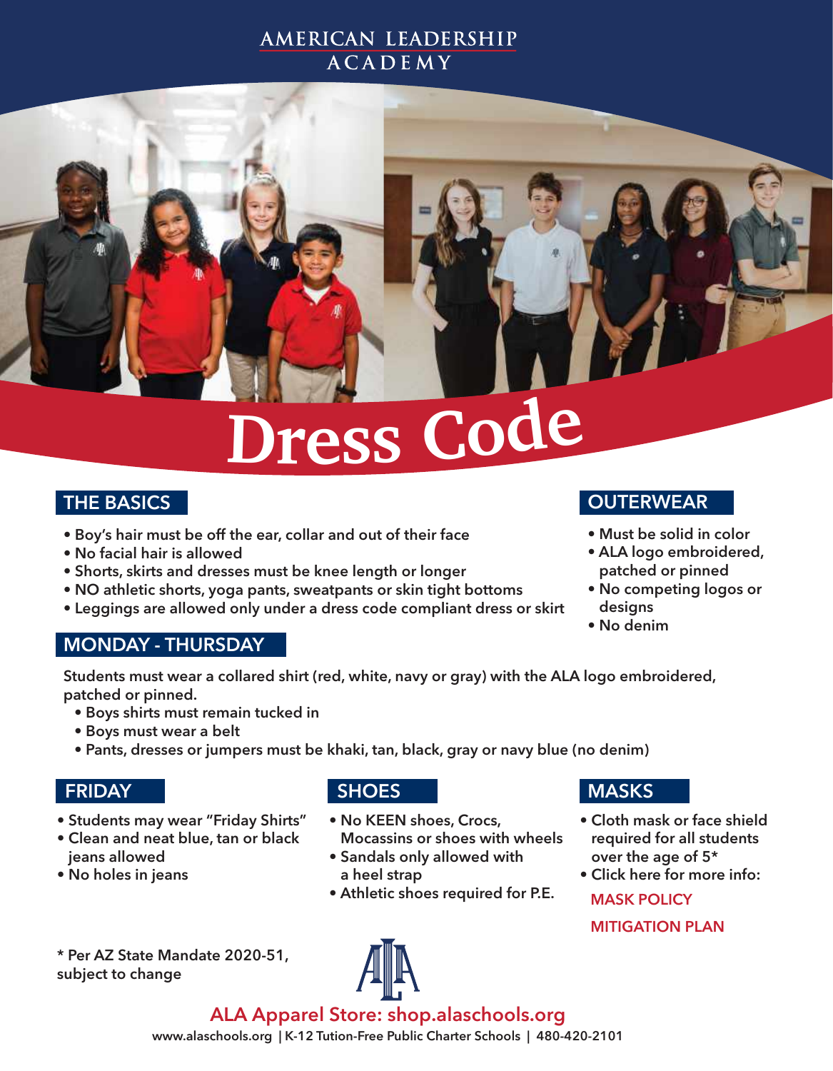AMERICAN LEADERSHIP ACADEMY

# Dress Code

## THE BASICS

- Boy's hair must be off the ear, collar and out of their face
- No facial hair is allowed
- Shorts, skirts and dresses must be knee length or longer
- NO athletic shorts, yoga pants, sweatpants or skin tight bottoms
- Leggings are allowed only under a dress code compliant dress or skirt

## OUTERWEAR

- Must be solid in color
- ALA logo embroidered, patched or pinned
- No competing logos or designs
- No denim

## MONDAY - THURSDAY

Students must wear a collared shirt (red, white, navy or gray) with the ALA logo embroidered, patched or pinned.

- Boys shirts must remain tucked in
- Boys must wear a belt
- Pants, dresses or jumpers must be khaki, tan, black, gray or navy blue (no denim)

## FRIDAY

- Students may wear "Friday Shirts"
- Clean and neat blue, tan or black jeans allowed
- No holes in jeans

## SHOES

- No KEEN shoes, Crocs, Mocassins or shoes with wheels
- Sandals only allowed with a heel strap
- Athletic shoes required for P.E.

## MASKS

- Cloth mask or face shield required for all students over the age of 5*
- Click here for more info:

MASK POLICY

MITIGATION PLAN

\* Per AZ State Mandate 2020-51, subject to change

ALA Apparel Store: shop.alaschools.org

www.alaschools.org | K-12 Tution-Free Public Charter Schools | 480-420-2101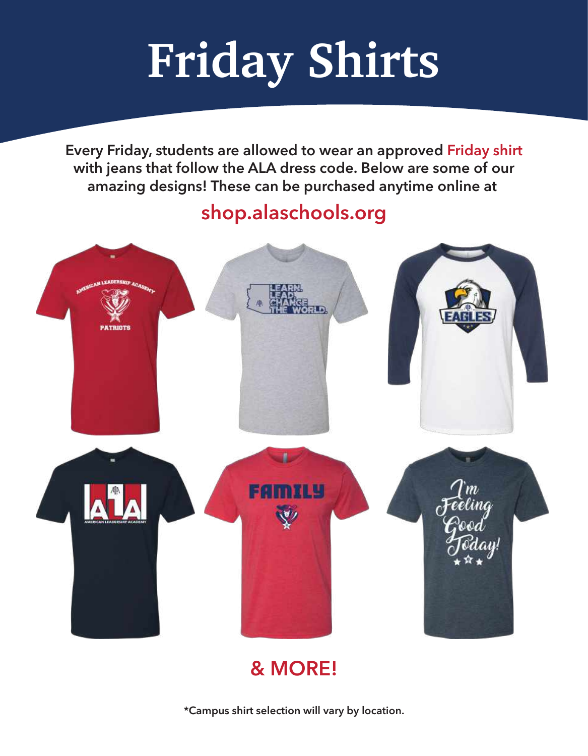# Friday Shirts

**Every Friday, students are allowed to wear an approved Friday shirt with jeans that follow the ALA dress code. Below are some of our amazing designs! These can be purchased anytime online at**

## shop.alaschools.org

## & MORE!

**\*Campus shirt selection will vary by location.**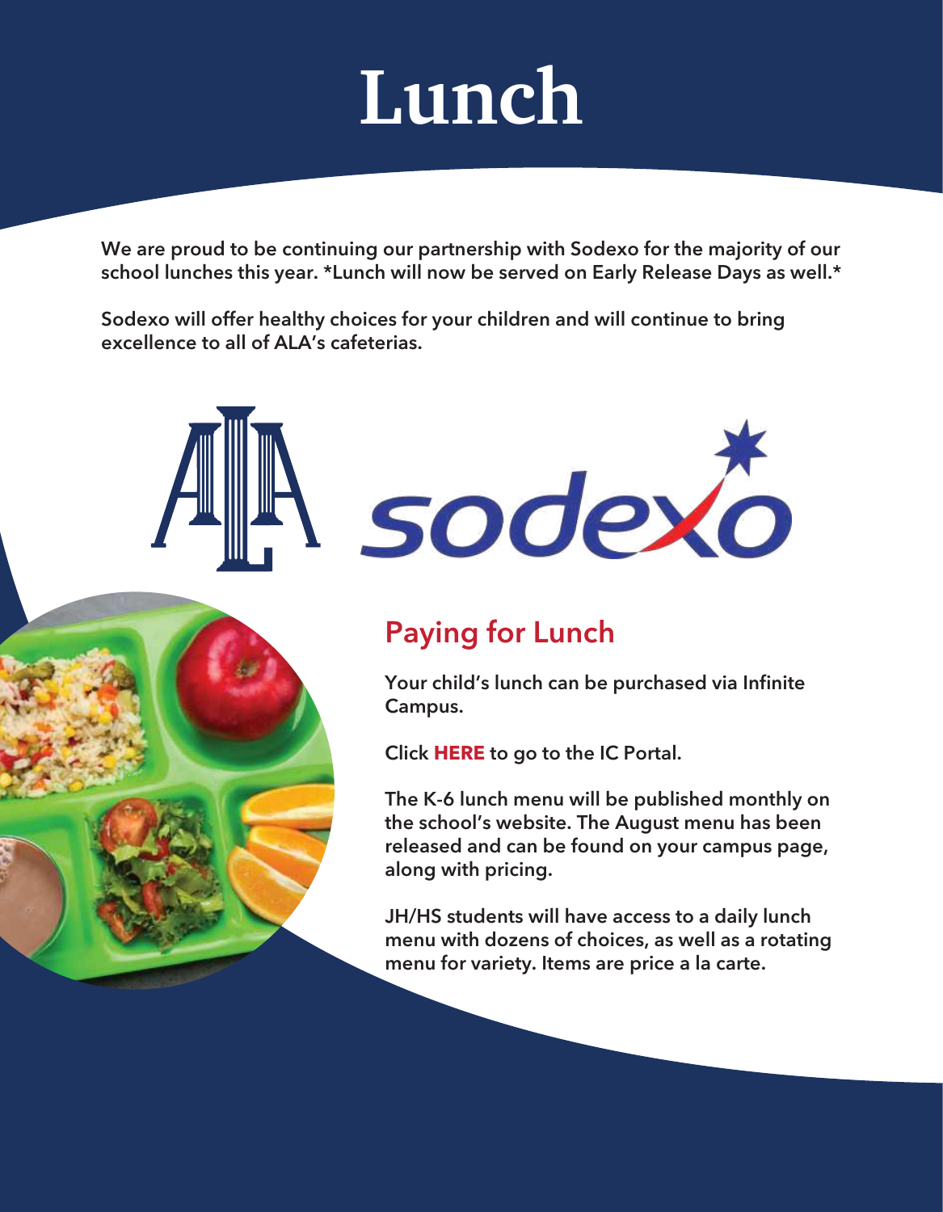# Lunch

**We are proud to be continuing our partnership with Sodexo for the majority of our school lunches this year. *Lunch will now be served on Early Release Days as well.***

**Sodexo will offer healthy choices for your children and will continue to bring excellence to all of ALA's cafeterias.**

## Paying for Lunch

**Your child's lunch can be purchased via Infinite Campus.**

**Click HERE to go to the IC Portal.**

**The K-6 lunch menu will be published monthly on the school's website. The August menu has been released and can be found on your campus page, along with pricing.**

**JH/HS students will have access to a daily lunch menu with dozens of choices, as well as a rotating menu for variety. Items are price a la carte.**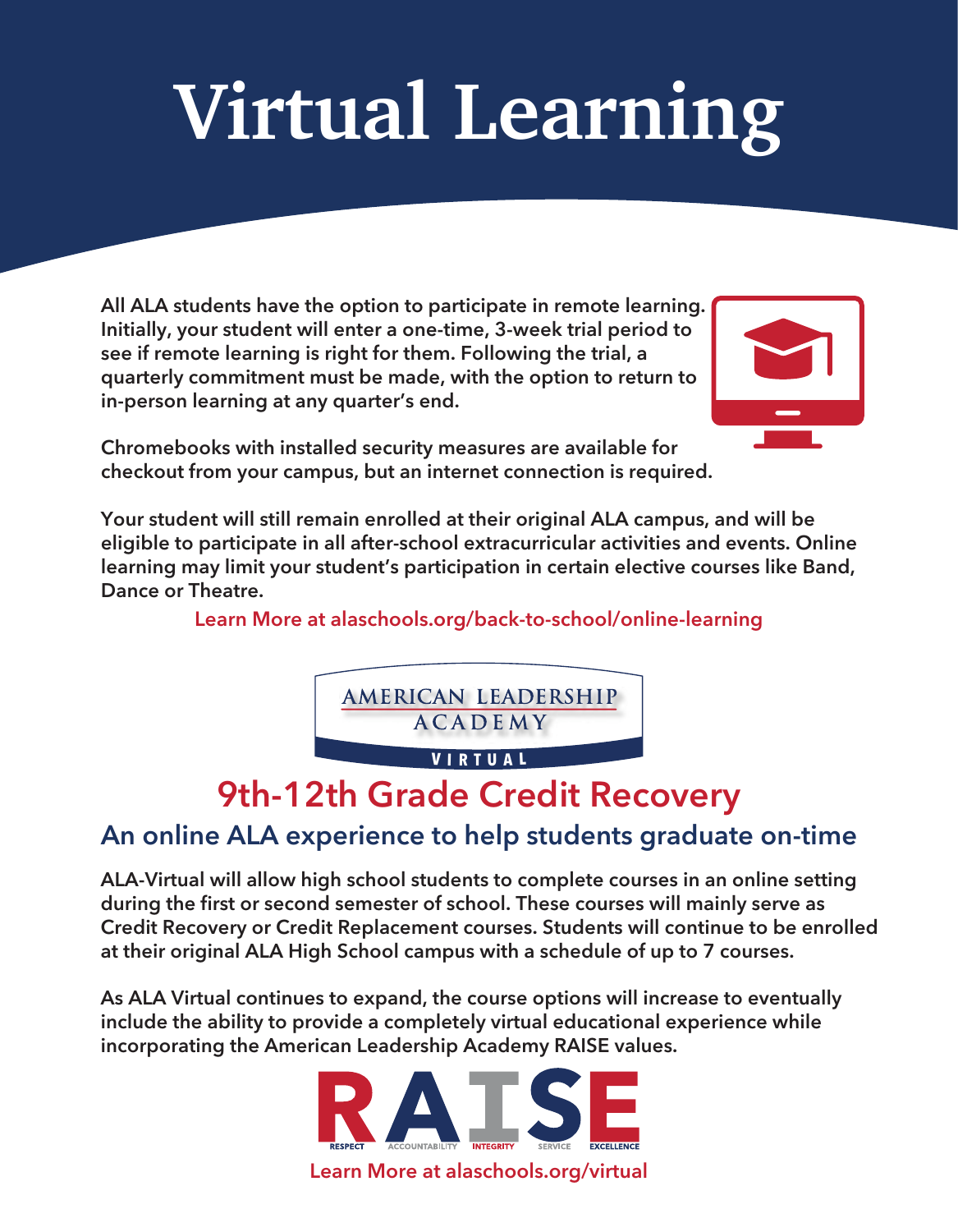# Virtual Learning

**All ALA students have the option to participate in remote learning. Initially, your student will enter a one-time, 3-week trial period to see if remote learning is right for them. Following the trial, a quarterly commitment must be made, with the option to return to in-person learning at any quarter's end.**

**Chromebooks with installed security measures are available for checkout from your campus, but an internet connection is required.**

**Your student will still remain enrolled at their original ALA campus, and will be eligible to participate in all after-school extracurricular activities and events. Online learning may limit your student's participation in certain elective courses like Band, Dance or Theatre.**

**Learn More at alaschools.org/back-to-school/online-learning**

AMERICAN LEADERSHIP ACADEMY

VIRTUAL

## 9th-12th Grade Credit Recovery

### An online ALA experience to help students graduate on-time

**ALA-Virtual will allow high school students to complete courses in an online setting during the first or second semester of school. These courses will mainly serve as Credit Recovery or Credit Replacement courses. Students will continue to be enrolled at their original ALA High School campus with a schedule of up to 7 courses.**

**As ALA Virtual continues to expand, the course options will increase to eventually include the ability to provide a completely virtual educational experience while incorporating the American Leadership Academy RAISE values.**

RAISE

RESPECT · ACCOUNTABILITY · INTEGRITY · SERVICE · EXCELLENCE

**Learn More at alaschools.org/virtual**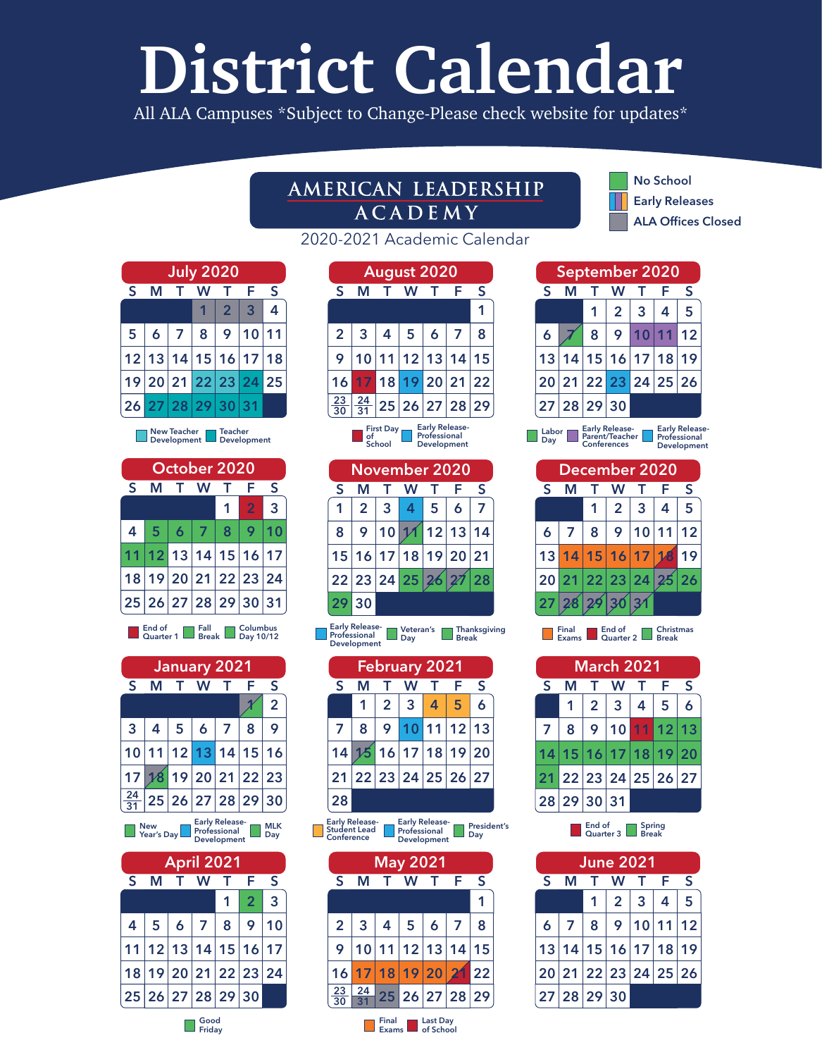# District Calendar

All ALA Campuses *Subject to Change-Please check website for updates*

## AMERICAN LEADERSHIP ACADEMY

2020-2021 Academic Calendar

Legend: No School | Early Releases | ALA Offices Closed

### July 2020

| S | M | T | W | T | F | S |
|---|---|---|---|---|---|---|
| | | | 1 | 2 | 3 | 4 |
| 5 | 6 | 7 | 8 | 9 | 10 | 11 |
| 12 | 13 | 14 | 15 | 16 | 17 | 18 |
| 19 | 20 | 21 | 22 | 23 | 24 | 25 |
| 26 | 27 | 28 | 29 | 30 | 31 | |

New Teacher Development | Teacher Development

### August 2020

| S | M | T | W | T | F | S |
|---|---|---|---|---|---|---|
| | | | | | | 1 |
| 2 | 3 | 4 | 5 | 6 | 7 | 8 |
| 9 | 10 | 11 | 12 | 13 | 14 | 15 |
| 16 | 17 | 18 | 19 | 20 | 21 | 22 |
| 23/30 | 24/31 | 25 | 26 | 27 | 28 | 29 |

First Day of School | Early Release-Professional Development

### September 2020

| S | M | T | W | T | F | S |
|---|---|---|---|---|---|---|
| | | 1 | 2 | 3 | 4 | 5 |
| 6 | 7 | 8 | 9 | 10 | 11 | 12 |
| 13 | 14 | 15 | 16 | 17 | 18 | 19 |
| 20 | 21 | 22 | 23 | 24 | 25 | 26 |
| 27 | 28 | 29 | 30 | | | |

Labor Day | Early Release-Parent/Teacher Conferences | Early Release-Professional Development

### October 2020

| S | M | T | W | T | F | S |
|---|---|---|---|---|---|---|
| | | | | 1 | 2 | 3 |
| 4 | 5 | 6 | 7 | 8 | 9 | 10 |
| 11 | 12 | 13 | 14 | 15 | 16 | 17 |
| 18 | 19 | 20 | 21 | 22 | 23 | 24 |
| 25 | 26 | 27 | 28 | 29 | 30 | 31 |

End of Quarter 1 | Fall Break | Columbus Day 10/12

### November 2020

| S | M | T | W | T | F | S |
|---|---|---|---|---|---|---|
| 1 | 2 | 3 | 4 | 5 | 6 | 7 |
| 8 | 9 | 10 | 11 | 12 | 13 | 14 |
| 15 | 16 | 17 | 18 | 19 | 20 | 21 |
| 22 | 23 | 24 | 25 | 26 | 27 | 28 |
| 29 | 30 | | | | | |

Early Release-Professional Development | Veteran's Day | Thanksgiving Break

### December 2020

| S | M | T | W | T | F | S |
|---|---|---|---|---|---|---|
| | | 1 | 2 | 3 | 4 | 5 |
| 6 | 7 | 8 | 9 | 10 | 11 | 12 |
| 13 | 14 | 15 | 16 | 17 | 18 | 19 |
| 20 | 21 | 22 | 23 | 24 | 25 | 26 |
| 27 | 28 | 29 | 30 | 31 | | |

Final Exams | End of Quarter 2 | Christmas Break

### January 2021

| S | M | T | W | T | F | S |
|---|---|---|---|---|---|---|
| | | | | | 1 | 2 |
| 3 | 4 | 5 | 6 | 7 | 8 | 9 |
| 10 | 11 | 12 | 13 | 14 | 15 | 16 |
| 17 | 18 | 19 | 20 | 21 | 22 | 23 |
| 24/31 | 25 | 26 | 27 | 28 | 29 | 30 |

New Year's Day | Early Release-Professional Development | MLK Day

### February 2021

| S | M | T | W | T | F | S |
|---|---|---|---|---|---|---|
| | 1 | 2 | 3 | 4 | 5 | 6 |
| 7 | 8 | 9 | 10 | 11 | 12 | 13 |
| 14 | 15 | 16 | 17 | 18 | 19 | 20 |
| 21 | 22 | 23 | 24 | 25 | 26 | 27 |
| 28 | | | | | | |

Early Release-Student Lead Conference | Early Release-Professional Development | President's Day

### March 2021

| S | M | T | W | T | F | S |
|---|---|---|---|---|---|---|
| | 1 | 2 | 3 | 4 | 5 | 6 |
| 7 | 8 | 9 | 10 | 11 | 12 | 13 |
| 14 | 15 | 16 | 17 | 18 | 19 | 20 |
| 21 | 22 | 23 | 24 | 25 | 26 | 27 |
| 28 | 29 | 30 | 31 | | | |

End of Quarter 3 | Spring Break

### April 2021

| S | M | T | W | T | F | S |
|---|---|---|---|---|---|---|
| | | | | 1 | 2 | 3 |
| 4 | 5 | 6 | 7 | 8 | 9 | 10 |
| 11 | 12 | 13 | 14 | 15 | 16 | 17 |
| 18 | 19 | 20 | 21 | 22 | 23 | 24 |
| 25 | 26 | 27 | 28 | 29 | 30 | |

Good Friday

### May 2021

| S | M | T | W | T | F | S |
|---|---|---|---|---|---|---|
| | | | | | | 1 |
| 2 | 3 | 4 | 5 | 6 | 7 | 8 |
| 9 | 10 | 11 | 12 | 13 | 14 | 15 |
| 16 | 17 | 18 | 19 | 20 | 21 | 22 |
| 23/30 | 24/31 | 25 | 26 | 27 | 28 | 29 |

Final Exams | Last Day of School

### June 2021

| S | M | T | W | T | F | S |
|---|---|---|---|---|---|---|
| | | 1 | 2 | 3 | 4 | 5 |
| 6 | 7 | 8 | 9 | 10 | 11 | 12 |
| 13 | 14 | 15 | 16 | 17 | 18 | 19 |
| 20 | 21 | 22 | 23 | 24 | 25 | 26 |
| 27 | 28 | 29 | 30 | | | |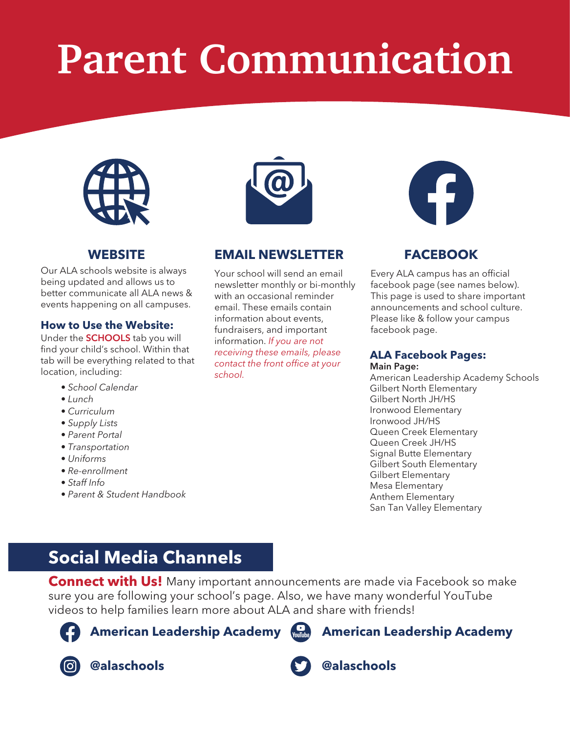# Parent Communication

## WEBSITE

Our ALA schools website is always being updated and allows us to better communicate all ALA news & events happening on all campuses.

### How to Use the Website:

Under the **SCHOOLS** tab you will find your child's school. Within that tab will be everything related to that location, including:

- *School Calendar*
- *Lunch*
- *Curriculum*
- *Supply Lists*
- *Parent Portal*
- *Transportation*
- *Uniforms*
- *Re-enrollment*
- *Staff Info*
- *Parent & Student Handbook*

## EMAIL NEWSLETTER

Your school will send an email newsletter monthly or bi-monthly with an occasional reminder email. These emails contain information about events, fundraisers, and important information. *If you are not receiving these emails, please contact the front office at your school.*

## FACEBOOK

Every ALA campus has an official facebook page (see names below). This page is used to share important announcements and school culture. Please like & follow your campus facebook page.

### ALA Facebook Pages:

**Main Page:**
American Leadership Academy Schools
Gilbert North Elementary
Gilbert North JH/HS
Ironwood Elementary
Ironwood JH/HS
Queen Creek Elementary
Queen Creek JH/HS
Signal Butte Elementary
Gilbert South Elementary
Gilbert Elementary
Mesa Elementary
Anthem Elementary
San Tan Valley Elementary

## Social Media Channels

**Connect with Us!** Many important announcements are made via Facebook so make sure you are following your school's page. Also, we have many wonderful YouTube videos to help families learn more about ALA and share with friends!

**American Leadership Academy** (Facebook)

**American Leadership Academy** (YouTube)

**@alaschools** (Instagram)

**@alaschools** (Twitter)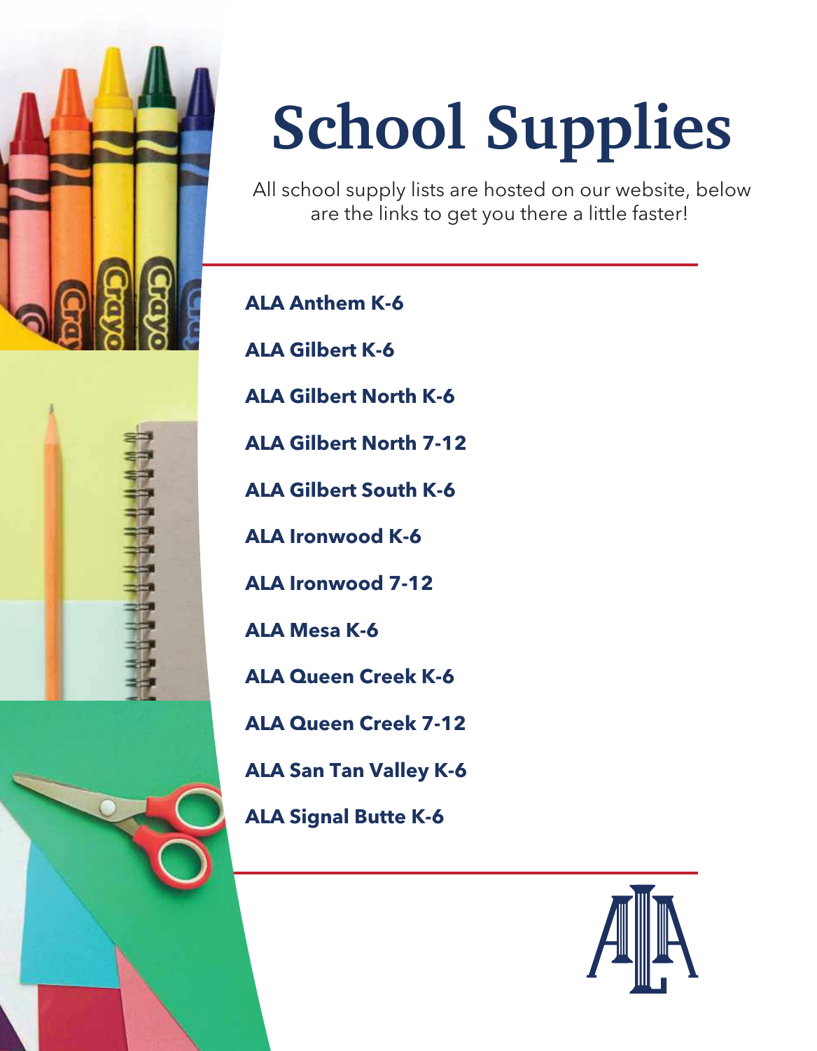# School Supplies

All school supply lists are hosted on our website, below are the links to get you there a little faster!

**ALA Anthem K-6**

**ALA Gilbert K-6**

**ALA Gilbert North K-6**

**ALA Gilbert North 7-12**

**ALA Gilbert South K-6**

**ALA Ironwood K-6**

**ALA Ironwood 7-12**

**ALA Mesa K-6**

**ALA Queen Creek K-6**

**ALA Queen Creek 7-12**

**ALA San Tan Valley K-6**

**ALA Signal Butte K-6**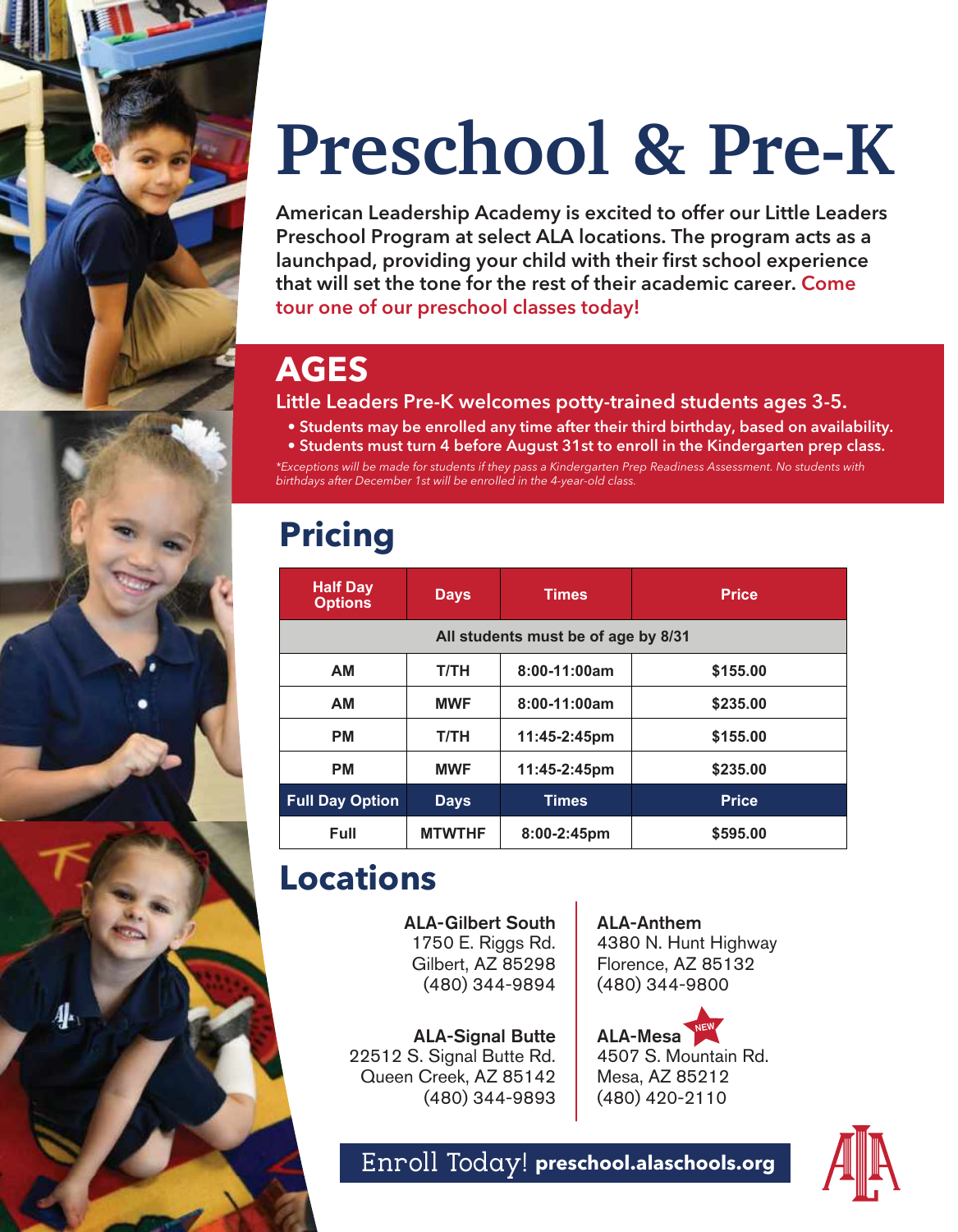# Preschool & Pre-K

American Leadership Academy is excited to offer our Little Leaders Preschool Program at select ALA locations. The program acts as a launchpad, providing your child with their first school experience that will set the tone for the rest of their academic career. Come tour one of our preschool classes today!

## AGES

Little Leaders Pre-K welcomes potty-trained students ages 3-5.

- Students may be enrolled any time after their third birthday, based on availability.
- Students must turn 4 before August 31st to enroll in the Kindergarten prep class.

*\*Exceptions will be made for students if they pass a Kindergarten Prep Readiness Assessment. No students with birthdays after December 1st will be enrolled in the 4-year-old class.*

## Pricing

| Half Day Options | Days | Times | Price |
|---|---|---|---|
| All students must be of age by 8/31 | | | |
| AM | T/TH | 8:00-11:00am | $155.00 |
| AM | MWF | 8:00-11:00am | $235.00 |
| PM | T/TH | 11:45-2:45pm | $155.00 |
| PM | MWF | 11:45-2:45pm | $235.00 |
| **Full Day Option** | **Days** | **Times** | **Price** |
| Full | MTWTHF | 8:00-2:45pm | $595.00 |

## Locations

**ALA-Gilbert South**
1750 E. Riggs Rd.
Gilbert, AZ 85298
(480) 344-9894

**ALA-Signal Butte**
22512 S. Signal Butte Rd.
Queen Creek, AZ 85142
(480) 344-9893

**ALA-Anthem**
4380 N. Hunt Highway
Florence, AZ 85132
(480) 344-9800

**ALA-Mesa** NEW
4507 S. Mountain Rd.
Mesa, AZ 85212
(480) 420-2110

Enroll Today! **preschool.alaschools.org**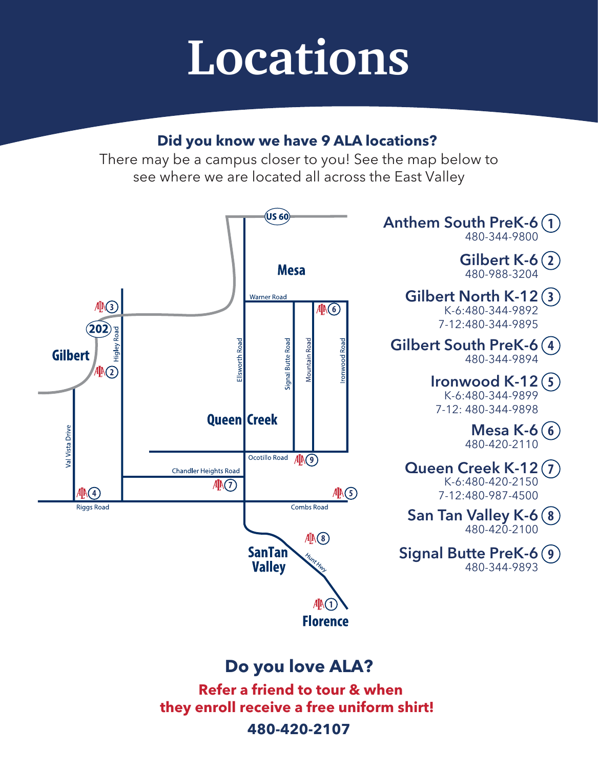# Locations

**Did you know we have 9 ALA locations?**

There may be a campus closer to you! See the map below to see where we are located all across the East Valley

**Anthem South PreK-6** (1)
480-344-9800

**Gilbert K-6** (2)
480-988-3204

**Gilbert North K-12** (3)
K-6:480-344-9892
7-12:480-344-9895

**Gilbert South PreK-6** (4)
480-344-9894

**Ironwood K-12** (5)
K-6:480-344-9899
7-12: 480-344-9898

**Mesa K-6** (6)
480-420-2110

**Queen Creek K-12** (7)
K-6:480-420-2150
7-12:480-987-4500

**San Tan Valley K-6** (8)
480-420-2100

**Signal Butte PreK-6** (9)
480-344-9893

## Do you love ALA?

**Refer a friend to tour & when they enroll receive a free uniform shirt!**

**480-420-2107**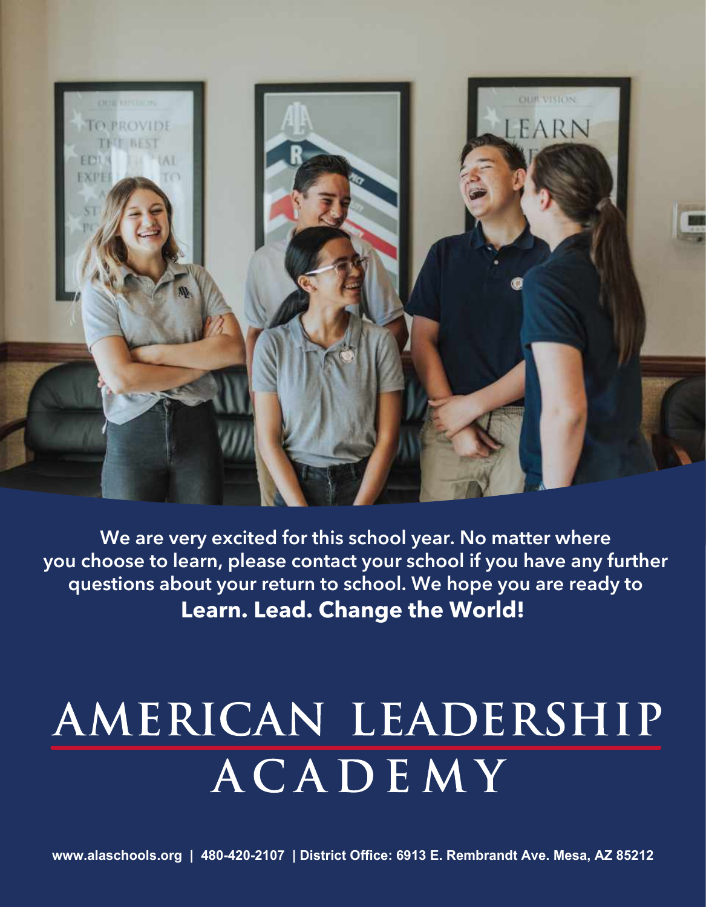We are very excited for this school year. No matter where you choose to learn, please contact your school if you have any further questions about your return to school. We hope you are ready to

**Learn. Lead. Change the World!**

# AMERICAN LEADERSHIP ACADEMY

www.alaschools.org | 480-420-2107 | District Office: 6913 E. Rembrandt Ave. Mesa, AZ 85212